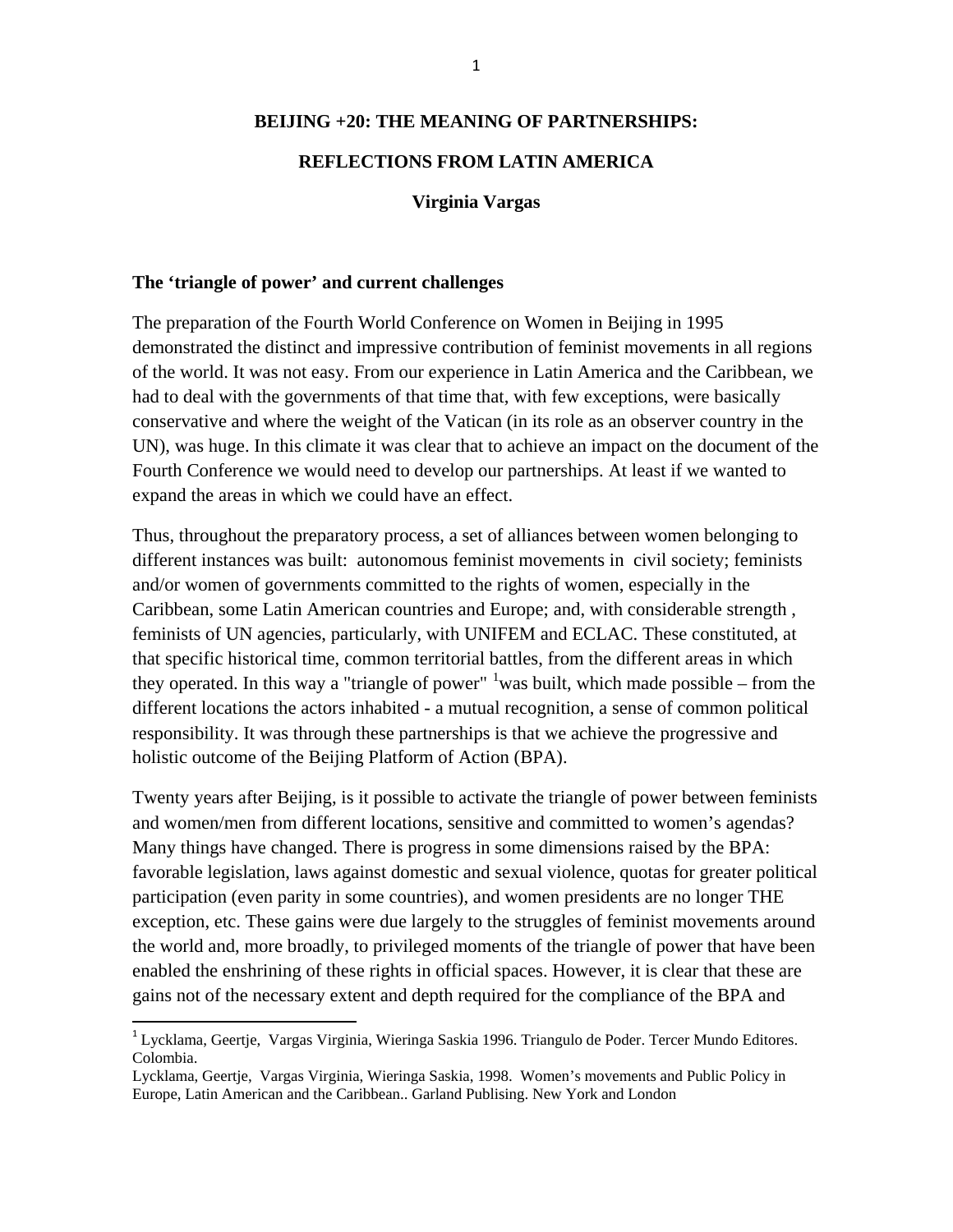# BEIJING +20: THE MEANING OF PARTNERSHIPS:

# REFLECTIONS FROM LATIN AMERICA

**Virginia Vargas**

## The 'triangle of power' and current challenges

The preparation of the Fourth World Conference on Women in Beijing in 1995 demonstrated the distinct and impressive contribution of feminist movements in all regions of the world. It was not easy. From our experience in Latin America and the Caribbean, we had to deal with the governments of that time that, with few exceptions, were basically conservative and where the weight of the Vatican (in its role as an observer country in the UN), was huge. In this climate it was clear that to achieve an impact on the document of the Fourth Conference we would need to develop our partnerships. At least if we wanted to expand the areas in which we could have an effect.

Thus, throughout the preparatory process, a set of alliances between women belonging to different instances was built: autonomous feminist movements in civil society; feminists and/or women of governments committed to the rights of women, especially in the Caribbean, some Latin American countries and Europe; and, with considerable strength , feminists of UN agencies, particularly, with UNIFEM and ECLAC. These constituted, at that specific historical time, common territorial battles, from the different areas in which they operated. In this way a "triangle of power" [1]was built, which made possible – from the different locations the actors inhabited - a mutual recognition, a sense of common political responsibility. It was through these partnerships is that we achieve the progressive and holistic outcome of the Beijing Platform of Action (BPA).

Twenty years after Beijing, is it possible to activate the triangle of power between feminists and women/men from different locations, sensitive and committed to women's agendas? Many things have changed. There is progress in some dimensions raised by the BPA: favorable legislation, laws against domestic and sexual violence, quotas for greater political participation (even parity in some countries), and women presidents are no longer THE exception, etc. These gains were due largely to the struggles of feminist movements around the world and, more broadly, to privileged moments of the triangle of power that have been enabled the enshrining of these rights in official spaces. However, it is clear that these are gains not of the necessary extent and depth required for the compliance of the BPA and

---

[1] Lycklama, Geertje, Vargas Virginia, Wieringa Saskia 1996. Triangulo de Poder. Tercer Mundo Editores. Colombia.

Lycklama, Geertje, Vargas Virginia, Wieringa Saskia, 1998. Women's movements and Public Policy in Europe, Latin American and the Caribbean.. Garland Publising. New York and London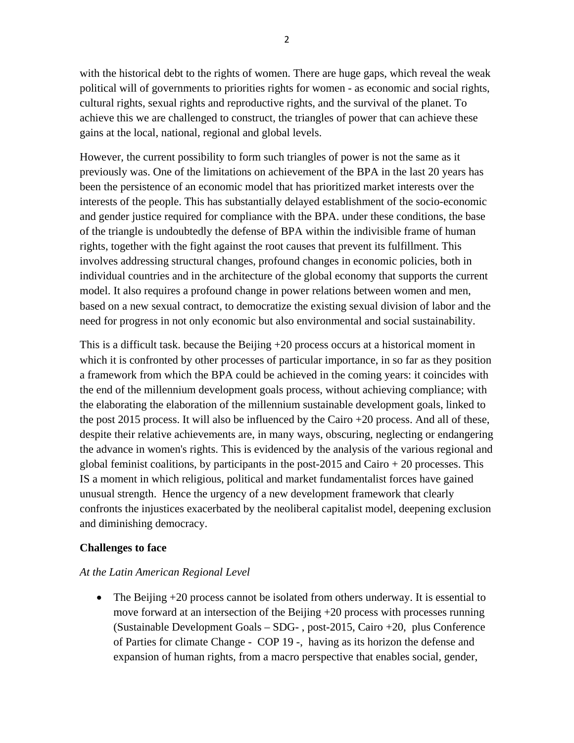with the historical debt to the rights of women. There are huge gaps, which reveal the weak political will of governments to priorities rights for women - as economic and social rights, cultural rights, sexual rights and reproductive rights, and the survival of the planet. To achieve this we are challenged to construct, the triangles of power that can achieve these gains at the local, national, regional and global levels.

However, the current possibility to form such triangles of power is not the same as it previously was. One of the limitations on achievement of the BPA in the last 20 years has been the persistence of an economic model that has prioritized market interests over the interests of the people. This has substantially delayed establishment of the socio-economic and gender justice required for compliance with the BPA. under these conditions, the base of the triangle is undoubtedly the defense of BPA within the indivisible frame of human rights, together with the fight against the root causes that prevent its fulfillment. This involves addressing structural changes, profound changes in economic policies, both in individual countries and in the architecture of the global economy that supports the current model. It also requires a profound change in power relations between women and men, based on a new sexual contract, to democratize the existing sexual division of labor and the need for progress in not only economic but also environmental and social sustainability.

This is a difficult task. because the Beijing +20 process occurs at a historical moment in which it is confronted by other processes of particular importance, in so far as they position a framework from which the BPA could be achieved in the coming years: it coincides with the end of the millennium development goals process, without achieving compliance; with the elaborating the elaboration of the millennium sustainable development goals, linked to the post 2015 process. It will also be influenced by the Cairo +20 process. And all of these, despite their relative achievements are, in many ways, obscuring, neglecting or endangering the advance in women's rights. This is evidenced by the analysis of the various regional and global feminist coalitions, by participants in the post-2015 and Cairo + 20 processes. This IS a moment in which religious, political and market fundamentalist forces have gained unusual strength. Hence the urgency of a new development framework that clearly confronts the injustices exacerbated by the neoliberal capitalist model, deepening exclusion and diminishing democracy.

**Challenges to face**

*At the Latin American Regional Level*

- The Beijing +20 process cannot be isolated from others underway. It is essential to move forward at an intersection of the Beijing +20 process with processes running (Sustainable Development Goals – SDG- , post-2015, Cairo +20, plus Conference of Parties for climate Change - COP 19 -, having as its horizon the defense and expansion of human rights, from a macro perspective that enables social, gender,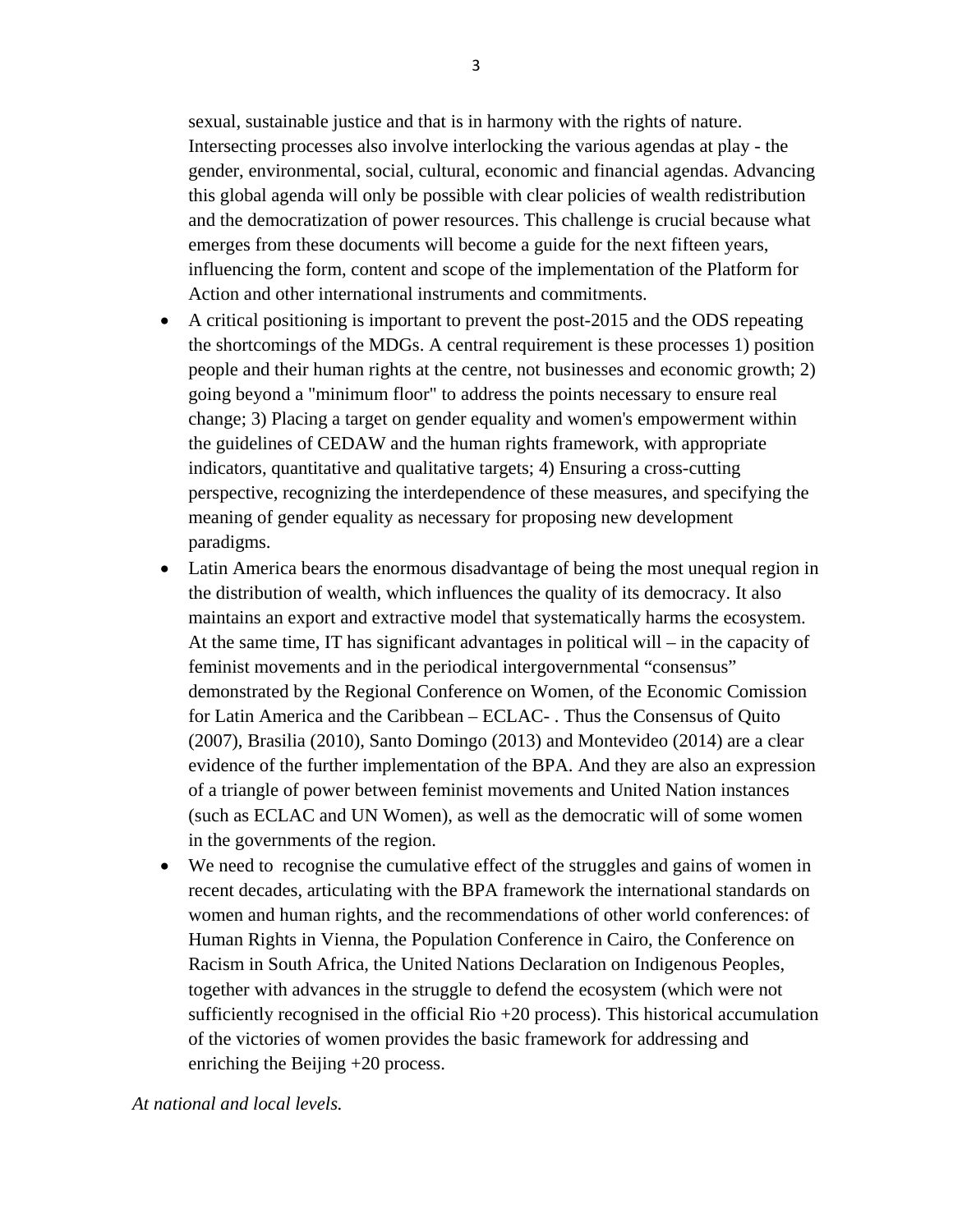sexual, sustainable justice and that is in harmony with the rights of nature. Intersecting processes also involve interlocking the various agendas at play - the gender, environmental, social, cultural, economic and financial agendas. Advancing this global agenda will only be possible with clear policies of wealth redistribution and the democratization of power resources. This challenge is crucial because what emerges from these documents will become a guide for the next fifteen years, influencing the form, content and scope of the implementation of the Platform for Action and other international instruments and commitments.

- A critical positioning is important to prevent the post-2015 and the ODS repeating the shortcomings of the MDGs. A central requirement is these processes 1) position people and their human rights at the centre, not businesses and economic growth; 2) going beyond a "minimum floor" to address the points necessary to ensure real change; 3) Placing a target on gender equality and women's empowerment within the guidelines of CEDAW and the human rights framework, with appropriate indicators, quantitative and qualitative targets; 4) Ensuring a cross-cutting perspective, recognizing the interdependence of these measures, and specifying the meaning of gender equality as necessary for proposing new development paradigms.
- Latin America bears the enormous disadvantage of being the most unequal region in the distribution of wealth, which influences the quality of its democracy. It also maintains an export and extractive model that systematically harms the ecosystem. At the same time, IT has significant advantages in political will – in the capacity of feminist movements and in the periodical intergovernmental "consensus" demonstrated by the Regional Conference on Women, of the Economic Comission for Latin America and the Caribbean – ECLAC- . Thus the Consensus of Quito (2007), Brasilia (2010), Santo Domingo (2013) and Montevideo (2014) are a clear evidence of the further implementation of the BPA. And they are also an expression of a triangle of power between feminist movements and United Nation instances (such as ECLAC and UN Women), as well as the democratic will of some women in the governments of the region.
- We need to recognise the cumulative effect of the struggles and gains of women in recent decades, articulating with the BPA framework the international standards on women and human rights, and the recommendations of other world conferences: of Human Rights in Vienna, the Population Conference in Cairo, the Conference on Racism in South Africa, the United Nations Declaration on Indigenous Peoples, together with advances in the struggle to defend the ecosystem (which were not sufficiently recognised in the official Rio +20 process). This historical accumulation of the victories of women provides the basic framework for addressing and enriching the Beijing +20 process.

*At national and local levels.*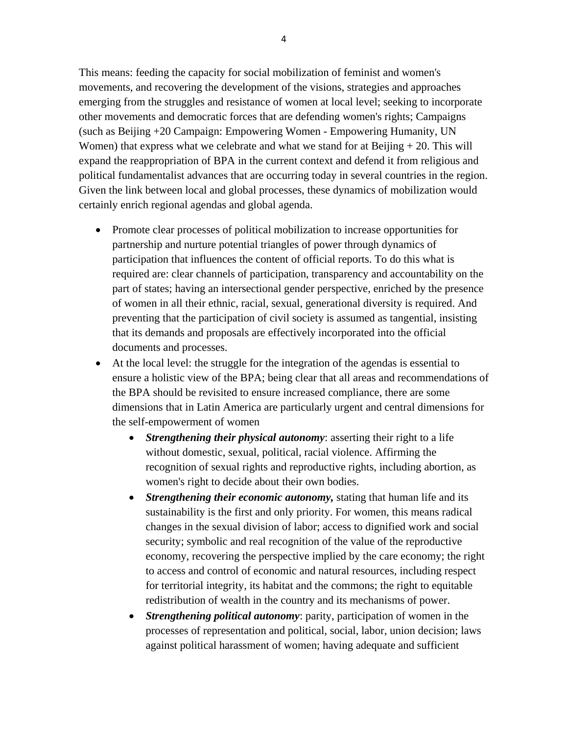This means: feeding the capacity for social mobilization of feminist and women's movements, and recovering the development of the visions, strategies and approaches emerging from the struggles and resistance of women at local level; seeking to incorporate other movements and democratic forces that are defending women's rights; Campaigns (such as Beijing +20 Campaign: Empowering Women - Empowering Humanity, UN Women) that express what we celebrate and what we stand for at Beijing + 20. This will expand the reappropriation of BPA in the current context and defend it from religious and political fundamentalist advances that are occurring today in several countries in the region. Given the link between local and global processes, these dynamics of mobilization would certainly enrich regional agendas and global agenda.

- Promote clear processes of political mobilization to increase opportunities for partnership and nurture potential triangles of power through dynamics of participation that influences the content of official reports. To do this what is required are: clear channels of participation, transparency and accountability on the part of states; having an intersectional gender perspective, enriched by the presence of women in all their ethnic, racial, sexual, generational diversity is required. And preventing that the participation of civil society is assumed as tangential, insisting that its demands and proposals are effectively incorporated into the official documents and processes.
- At the local level: the struggle for the integration of the agendas is essential to ensure a holistic view of the BPA; being clear that all areas and recommendations of the BPA should be revisited to ensure increased compliance, there are some dimensions that in Latin America are particularly urgent and central dimensions for the self-empowerment of women
  - ***Strengthening their physical autonomy***: asserting their right to a life without domestic, sexual, political, racial violence. Affirming the recognition of sexual rights and reproductive rights, including abortion, as women's right to decide about their own bodies.
  - ***Strengthening their economic autonomy,*** stating that human life and its sustainability is the first and only priority. For women, this means radical changes in the sexual division of labor; access to dignified work and social security; symbolic and real recognition of the value of the reproductive economy, recovering the perspective implied by the care economy; the right to access and control of economic and natural resources, including respect for territorial integrity, its habitat and the commons; the right to equitable redistribution of wealth in the country and its mechanisms of power.
  - ***Strengthening political autonomy***: parity, participation of women in the processes of representation and political, social, labor, union decision; laws against political harassment of women; having adequate and sufficient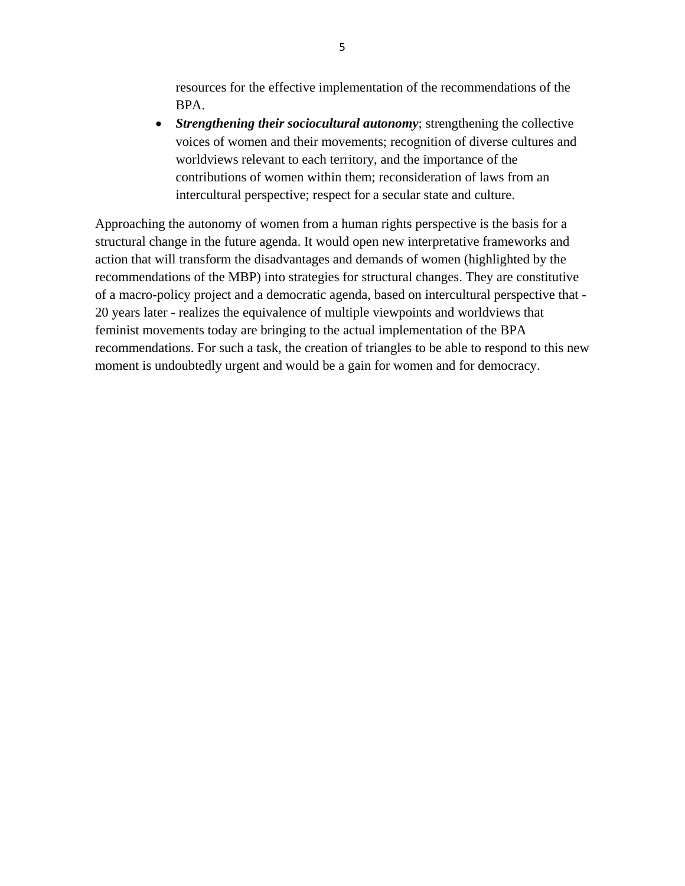resources for the effective implementation of the recommendations of the BPA.

- ***Strengthening their sociocultural autonomy***; strengthening the collective voices of women and their movements; recognition of diverse cultures and worldviews relevant to each territory, and the importance of the contributions of women within them; reconsideration of laws from an intercultural perspective; respect for a secular state and culture.

Approaching the autonomy of women from a human rights perspective is the basis for a structural change in the future agenda. It would open new interpretative frameworks and action that will transform the disadvantages and demands of women (highlighted by the recommendations of the MBP) into strategies for structural changes. They are constitutive of a macro-policy project and a democratic agenda, based on intercultural perspective that - 20 years later - realizes the equivalence of multiple viewpoints and worldviews that feminist movements today are bringing to the actual implementation of the BPA recommendations. For such a task, the creation of triangles to be able to respond to this new moment is undoubtedly urgent and would be a gain for women and for democracy.